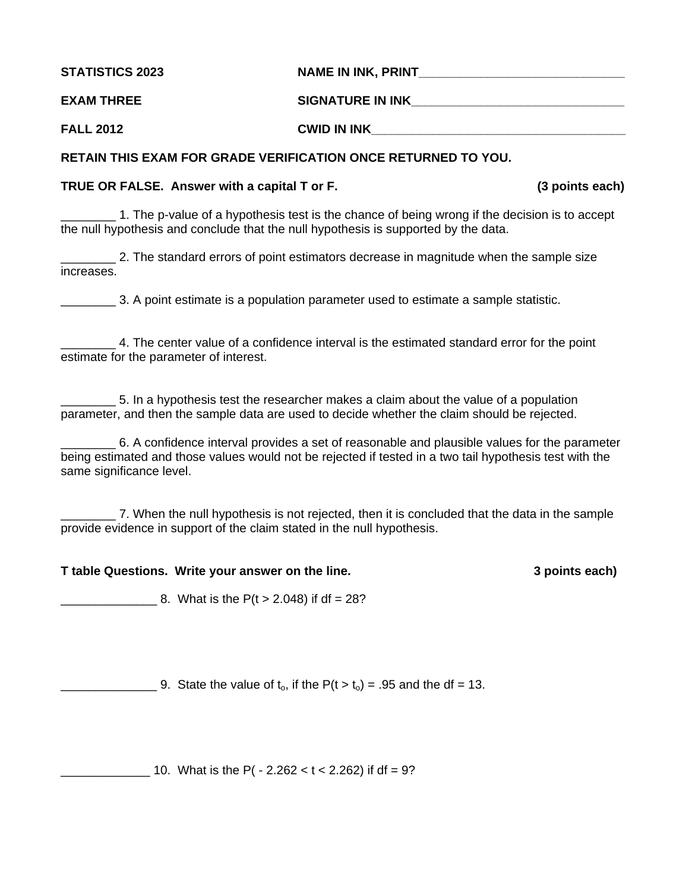**STATISTICS 2023** **NAME IN INK, PRINT**______________________________

**EXAM THREE** **SIGNATURE IN INK**______________________________

**FALL 2012** **CWID IN INK**____________________________________

**RETAIN THIS EXAM FOR GRADE VERIFICATION ONCE RETURNED TO YOU.**

**TRUE OR FALSE. Answer with a capital T or F.** **(3 points each)**

________ 1. The p-value of a hypothesis test is the chance of being wrong if the decision is to accept the null hypothesis and conclude that the null hypothesis is supported by the data.

________ 2. The standard errors of point estimators decrease in magnitude when the sample size increases.

________ 3. A point estimate is a population parameter used to estimate a sample statistic.

________ 4. The center value of a confidence interval is the estimated standard error for the point estimate for the parameter of interest.

________ 5. In a hypothesis test the researcher makes a claim about the value of a population parameter, and then the sample data are used to decide whether the claim should be rejected.

________ 6. A confidence interval provides a set of reasonable and plausible values for the parameter being estimated and those values would not be rejected if tested in a two tail hypothesis test with the same significance level.

________ 7. When the null hypothesis is not rejected, then it is concluded that the data in the sample provide evidence in support of the claim stated in the null hypothesis.

**T table Questions. Write your answer on the line.** **3 points each)**

______________ 8. What is the $P(t > 2.048)$ if df = 28?

______________ 9. State the value of $t_o$, if the $P(t > t_o) = .95$ and the df = 13.

_____________ 10. What is the $P(-2.262 < t < 2.262)$ if df = 9?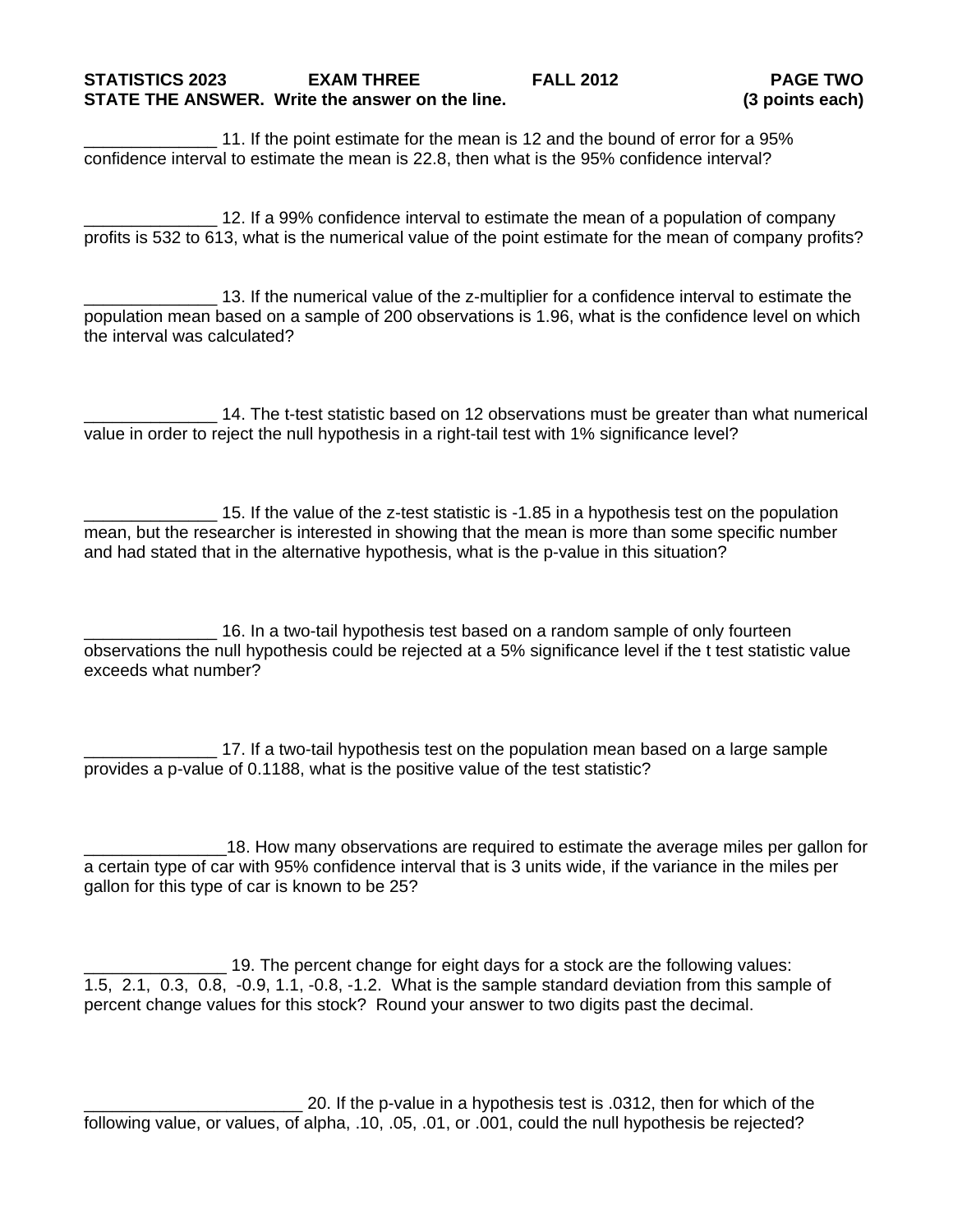**STATISTICS 2023 EXAM THREE FALL 2012 PAGE TWO**

**STATE THE ANSWER. Write the answer on the line. (3 points each)**

______________ 11. If the point estimate for the mean is 12 and the bound of error for a 95% confidence interval to estimate the mean is 22.8, then what is the 95% confidence interval?

______________ 12. If a 99% confidence interval to estimate the mean of a population of company profits is 532 to 613, what is the numerical value of the point estimate for the mean of company profits?

______________ 13. If the numerical value of the z-multiplier for a confidence interval to estimate the population mean based on a sample of 200 observations is 1.96, what is the confidence level on which the interval was calculated?

______________ 14. The t-test statistic based on 12 observations must be greater than what numerical value in order to reject the null hypothesis in a right-tail test with 1% significance level?

______________ 15. If the value of the z-test statistic is -1.85 in a hypothesis test on the population mean, but the researcher is interested in showing that the mean is more than some specific number and had stated that in the alternative hypothesis, what is the p-value in this situation?

______________ 16. In a two-tail hypothesis test based on a random sample of only fourteen observations the null hypothesis could be rejected at a 5% significance level if the t test statistic value exceeds what number?

______________ 17. If a two-tail hypothesis test on the population mean based on a large sample provides a p-value of 0.1188, what is the positive value of the test statistic?

_______________18. How many observations are required to estimate the average miles per gallon for a certain type of car with 95% confidence interval that is 3 units wide, if the variance in the miles per gallon for this type of car is known to be 25?

_______________ 19. The percent change for eight days for a stock are the following values:
1.5, 2.1, 0.3, 0.8, -0.9, 1.1, -0.8, -1.2. What is the sample standard deviation from this sample of percent change values for this stock? Round your answer to two digits past the decimal.

_______________________ 20. If the p-value in a hypothesis test is .0312, then for which of the following value, or values, of alpha, .10, .05, .01, or .001, could the null hypothesis be rejected?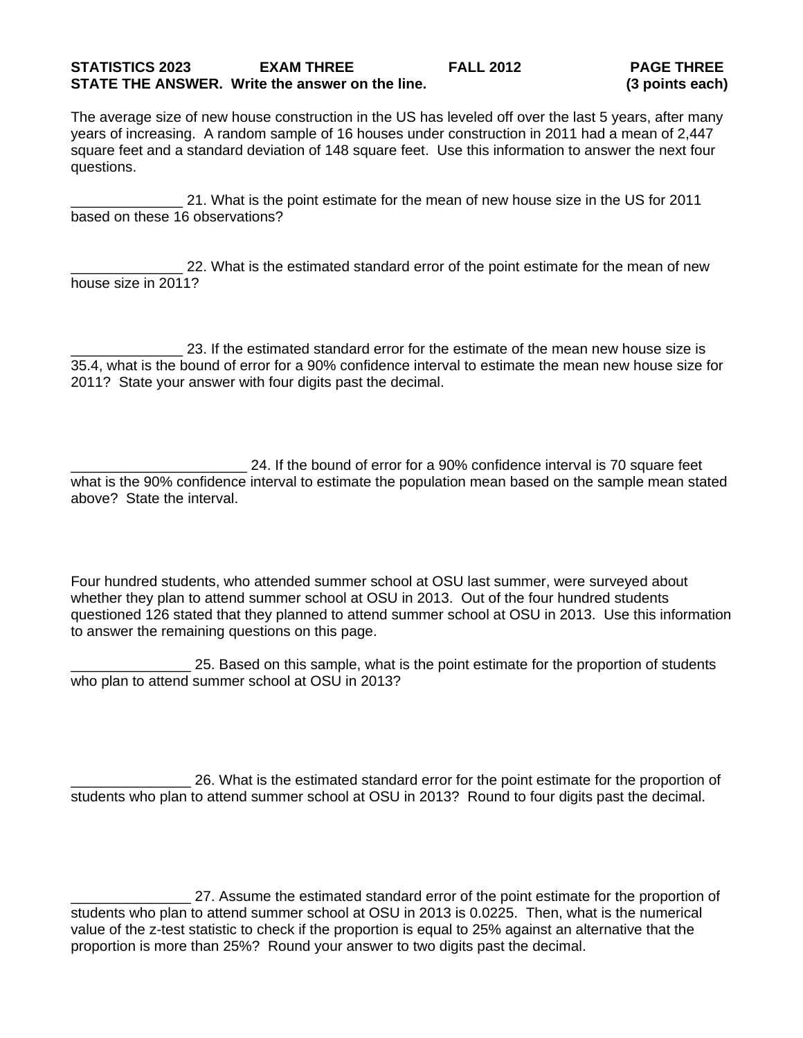**STATISTICS 2023 EXAM THREE FALL 2012**

**STATE THE ANSWER. Write the answer on the line. (3 points each)**

The average size of new house construction in the US has leveled off over the last 5 years, after many years of increasing. A random sample of 16 houses under construction in 2011 had a mean of 2,447 square feet and a standard deviation of 148 square feet. Use this information to answer the next four questions.

______________ 21. What is the point estimate for the mean of new house size in the US for 2011 based on these 16 observations?

______________ 22. What is the estimated standard error of the point estimate for the mean of new house size in 2011?

______________ 23. If the estimated standard error for the estimate of the mean new house size is 35.4, what is the bound of error for a 90% confidence interval to estimate the mean new house size for 2011? State your answer with four digits past the decimal.

______________________ 24. If the bound of error for a 90% confidence interval is 70 square feet what is the 90% confidence interval to estimate the population mean based on the sample mean stated above? State the interval.

Four hundred students, who attended summer school at OSU last summer, were surveyed about whether they plan to attend summer school at OSU in 2013. Out of the four hundred students questioned 126 stated that they planned to attend summer school at OSU in 2013. Use this information to answer the remaining questions on this page.

_______________ 25. Based on this sample, what is the point estimate for the proportion of students who plan to attend summer school at OSU in 2013?

_______________ 26. What is the estimated standard error for the point estimate for the proportion of students who plan to attend summer school at OSU in 2013? Round to four digits past the decimal.

_______________ 27. Assume the estimated standard error of the point estimate for the proportion of students who plan to attend summer school at OSU in 2013 is 0.0225. Then, what is the numerical value of the z-test statistic to check if the proportion is equal to 25% against an alternative that the proportion is more than 25%? Round your answer to two digits past the decimal.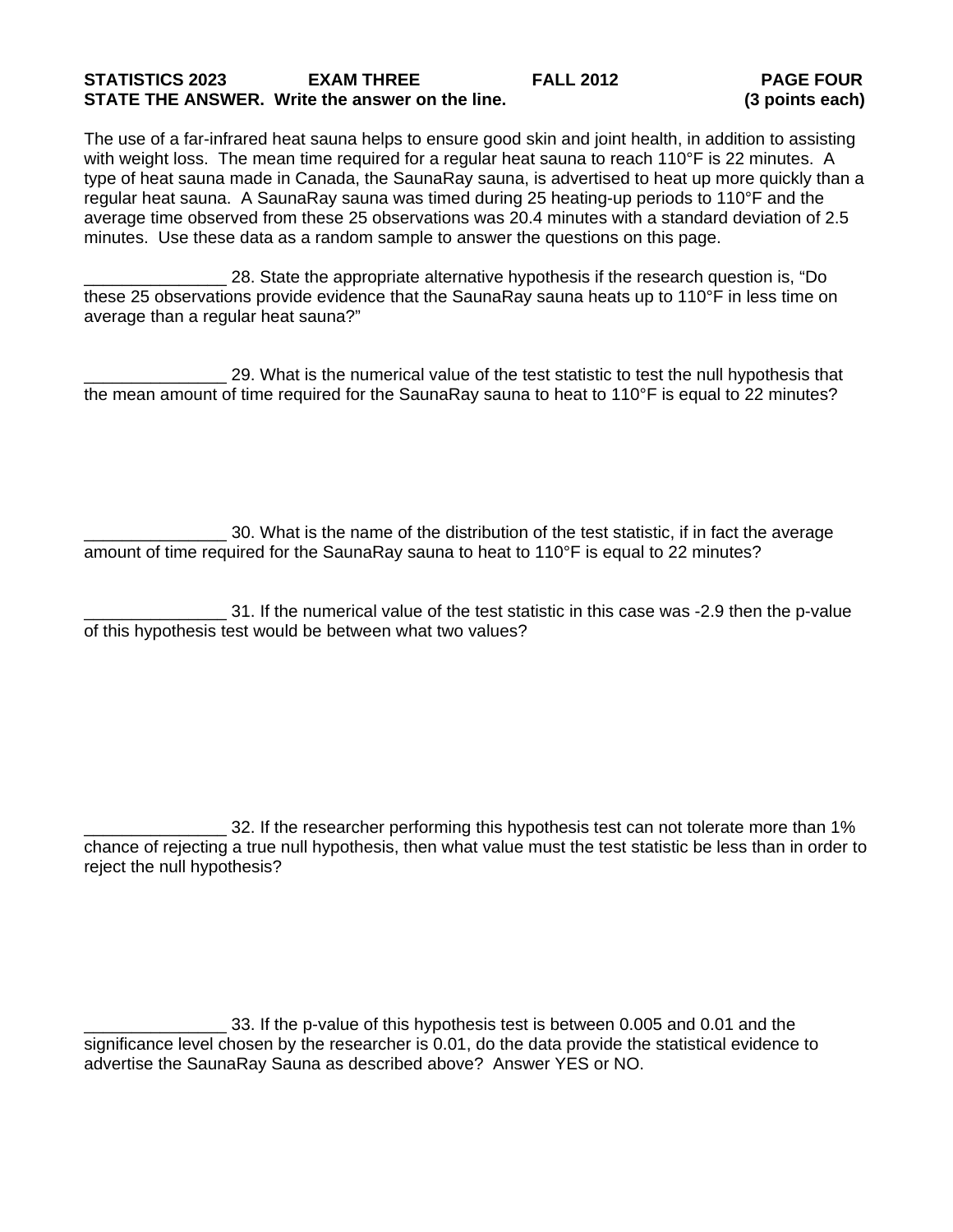**STATE THE ANSWER. Write the answer on the line. (3 points each)**

The use of a far-infrared heat sauna helps to ensure good skin and joint health, in addition to assisting with weight loss. The mean time required for a regular heat sauna to reach 110°F is 22 minutes. A type of heat sauna made in Canada, the SaunaRay sauna, is advertised to heat up more quickly than a regular heat sauna. A SaunaRay sauna was timed during 25 heating-up periods to 110°F and the average time observed from these 25 observations was 20.4 minutes with a standard deviation of 2.5 minutes. Use these data as a random sample to answer the questions on this page.

_______________ 28. State the appropriate alternative hypothesis if the research question is, "Do these 25 observations provide evidence that the SaunaRay sauna heats up to 110°F in less time on average than a regular heat sauna?"

_______________ 29. What is the numerical value of the test statistic to test the null hypothesis that the mean amount of time required for the SaunaRay sauna to heat to 110°F is equal to 22 minutes?

_______________ 30. What is the name of the distribution of the test statistic, if in fact the average amount of time required for the SaunaRay sauna to heat to 110°F is equal to 22 minutes?

_______________ 31. If the numerical value of the test statistic in this case was -2.9 then the p-value of this hypothesis test would be between what two values?

_______________ 32. If the researcher performing this hypothesis test can not tolerate more than 1% chance of rejecting a true null hypothesis, then what value must the test statistic be less than in order to reject the null hypothesis?

_______________ 33. If the p-value of this hypothesis test is between 0.005 and 0.01 and the significance level chosen by the researcher is 0.01, do the data provide the statistical evidence to advertise the SaunaRay Sauna as described above? Answer YES or NO.